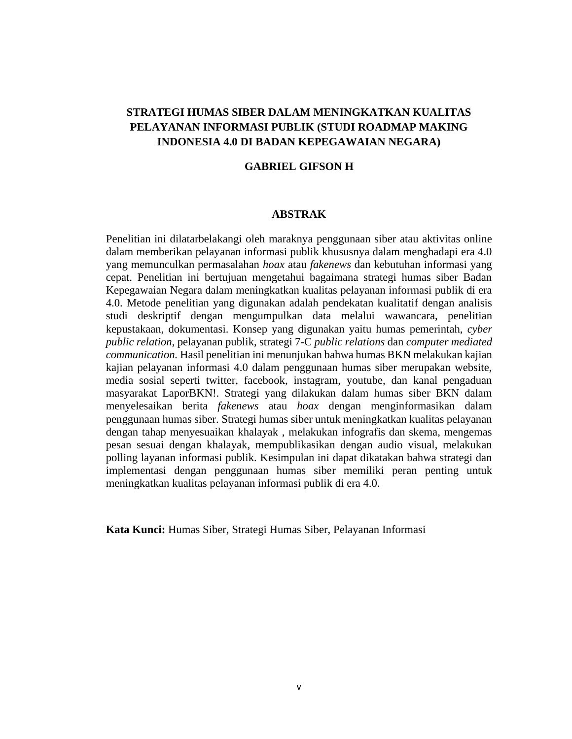# STRATEGI HUMAS SIBER DALAM MENINGKATKAN KUALITAS PELAYANAN INFORMASI PUBLIK (STUDI ROADMAP MAKING INDONESIA 4.0 DI BADAN KEPEGAWAIAN NEGARA)

**GABRIEL GIFSON H**

## ABSTRAK

Penelitian ini dilatarbelakangi oleh maraknya penggunaan siber atau aktivitas online dalam memberikan pelayanan informasi publik khususnya dalam menghadapi era 4.0 yang memunculkan permasalahan *hoax* atau *fakenews* dan kebutuhan informasi yang cepat. Penelitian ini bertujuan mengetahui bagaimana strategi humas siber Badan Kepegawaian Negara dalam meningkatkan kualitas pelayanan informasi publik di era 4.0. Metode penelitian yang digunakan adalah pendekatan kualitatif dengan analisis studi deskriptif dengan mengumpulkan data melalui wawancara, penelitian kepustakaan, dokumentasi. Konsep yang digunakan yaitu humas pemerintah, *cyber public relation*, pelayanan publik, strategi 7-C *public relations* dan *computer mediated communication.* Hasil penelitian ini menunjukan bahwa humas BKN melakukan kajian kajian pelayanan informasi 4.0 dalam penggunaan humas siber merupakan website, media sosial seperti twitter, facebook, instagram, youtube, dan kanal pengaduan masyarakat LaporBKN!. Strategi yang dilakukan dalam humas siber BKN dalam menyelesaikan berita *fakenews* atau *hoax* dengan menginformasikan dalam penggunaan humas siber. Strategi humas siber untuk meningkatkan kualitas pelayanan dengan tahap menyesuaikan khalayak , melakukan infografis dan skema, mengemas pesan sesuai dengan khalayak, mempublikasikan dengan audio visual, melakukan polling layanan informasi publik. Kesimpulan ini dapat dikatakan bahwa strategi dan implementasi dengan penggunaan humas siber memiliki peran penting untuk meningkatkan kualitas pelayanan informasi publik di era 4.0.

**Kata Kunci:** Humas Siber, Strategi Humas Siber, Pelayanan Informasi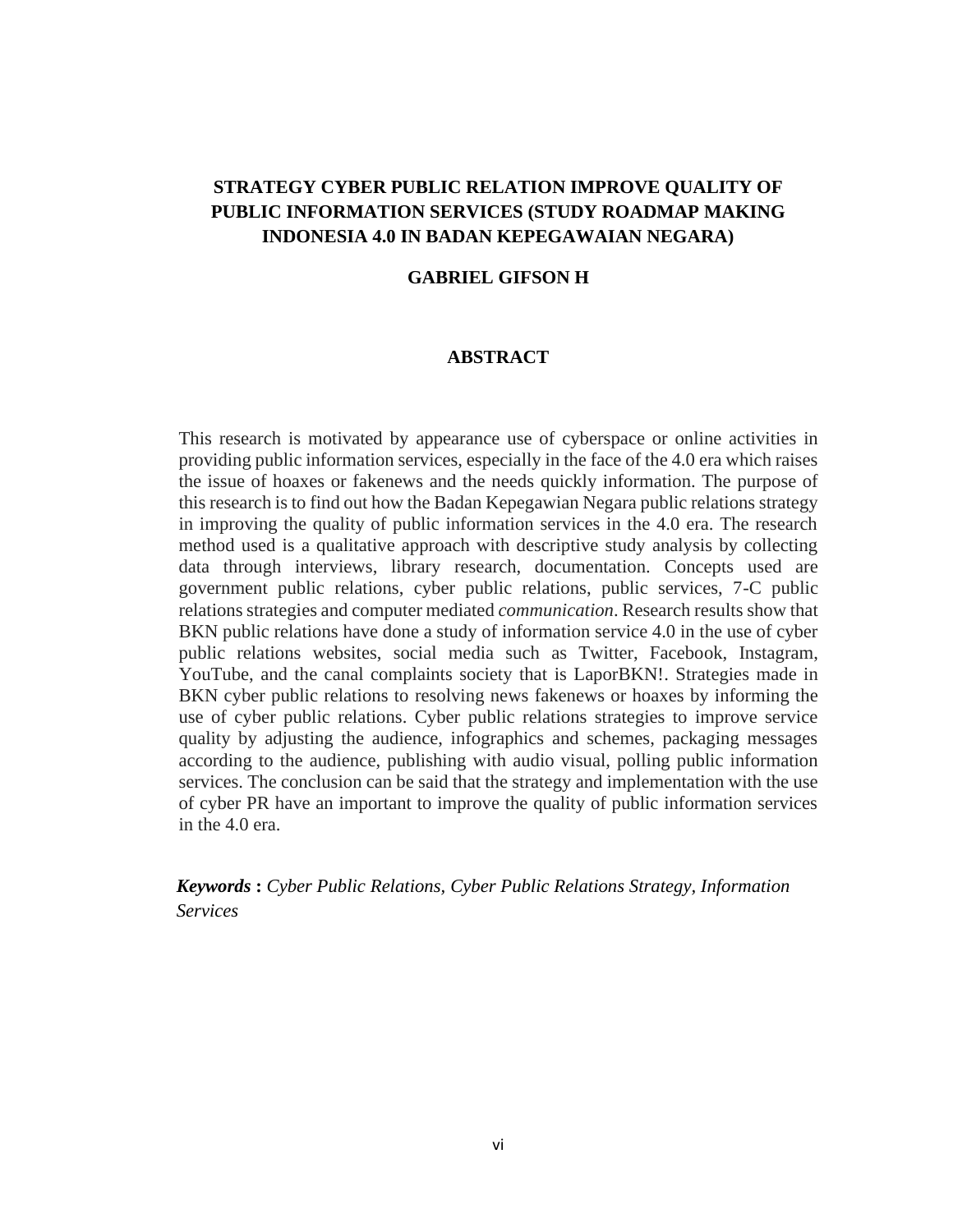# STRATEGY CYBER PUBLIC RELATION IMPROVE QUALITY OF PUBLIC INFORMATION SERVICES (STUDY ROADMAP MAKING INDONESIA 4.0 IN BADAN KEPEGAWAIAN NEGARA)

**GABRIEL GIFSON H**

## ABSTRACT

This research is motivated by appearance use of cyberspace or online activities in providing public information services, especially in the face of the 4.0 era which raises the issue of hoaxes or fakenews and the needs quickly information. The purpose of this research is to find out how the Badan Kepegawaian Negara public relations strategy in improving the quality of public information services in the 4.0 era. The research method used is a qualitative approach with descriptive study analysis by collecting data through interviews, library research, documentation. Concepts used are government public relations, cyber public relations, public services, 7-C public relations strategies and computer mediated *communication*. Research results show that BKN public relations have done a study of information service 4.0 in the use of cyber public relations websites, social media such as Twitter, Facebook, Instagram, YouTube, and the canal complaints society that is LaporBKN!. Strategies made in BKN cyber public relations to resolving news fakenews or hoaxes by informing the use of cyber public relations. Cyber public relations strategies to improve service quality by adjusting the audience, infographics and schemes, packaging messages according to the audience, publishing with audio visual, polling public information services. The conclusion can be said that the strategy and implementation with the use of cyber PR have an important to improve the quality of public information services in the 4.0 era.

***Keywords*** **:** *Cyber Public Relations, Cyber Public Relations Strategy, Information Services*